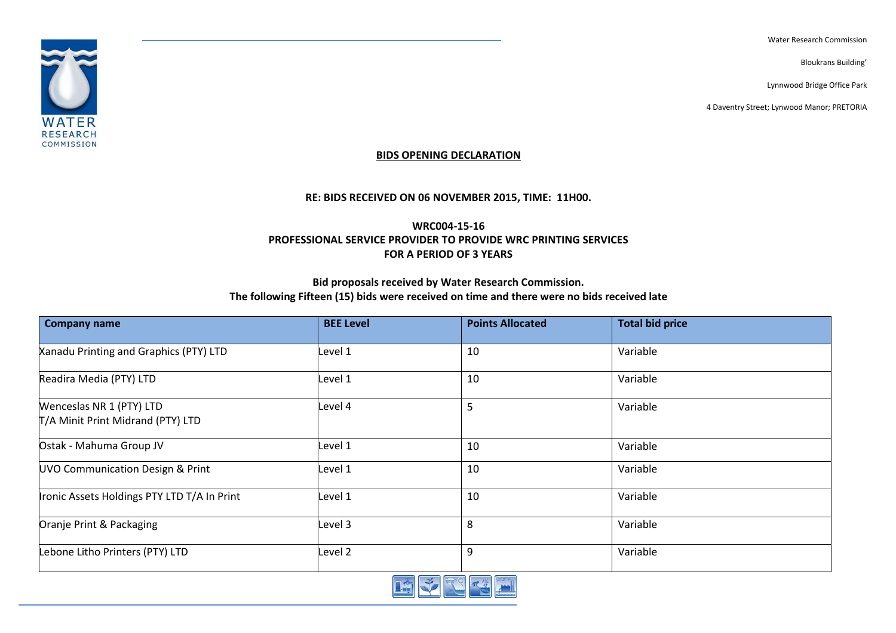Water Research Commission

Bloukrans Building'

Lynnwood Bridge Office Park

4 Daventry Street; Lynwood Manor; PRETORIA

**BIDS OPENING DECLARATION**

**RE: BIDS RECEIVED ON 06 NOVEMBER 2015, TIME: 11H00.**

**WRC004-15-16**
**PROFESSIONAL SERVICE PROVIDER TO PROVIDE WRC PRINTING SERVICES**
**FOR A PERIOD OF 3 YEARS**

**Bid proposals received by Water Research Commission.**
**The following Fifteen (15) bids were received on time and there were no bids received late**

| Company name | BEE Level | Points Allocated | Total bid price |
|---|---|---|---|
| Xanadu Printing and Graphics (PTY) LTD | Level 1 | 10 | Variable |
| Readira Media (PTY) LTD | Level 1 | 10 | Variable |
| Wenceslas NR 1 (PTY) LTD T/A Minit Print Midrand (PTY) LTD | Level 4 | 5 | Variable |
| Ostak - Mahuma Group JV | Level 1 | 10 | Variable |
| UVO Communication Design & Print | Level 1 | 10 | Variable |
| Ironic Assets Holdings PTY LTD T/A In Print | Level 1 | 10 | Variable |
| Oranje Print & Packaging | Level 3 | 8 | Variable |
| Lebone Litho Printers (PTY) LTD | Level 2 | 9 | Variable |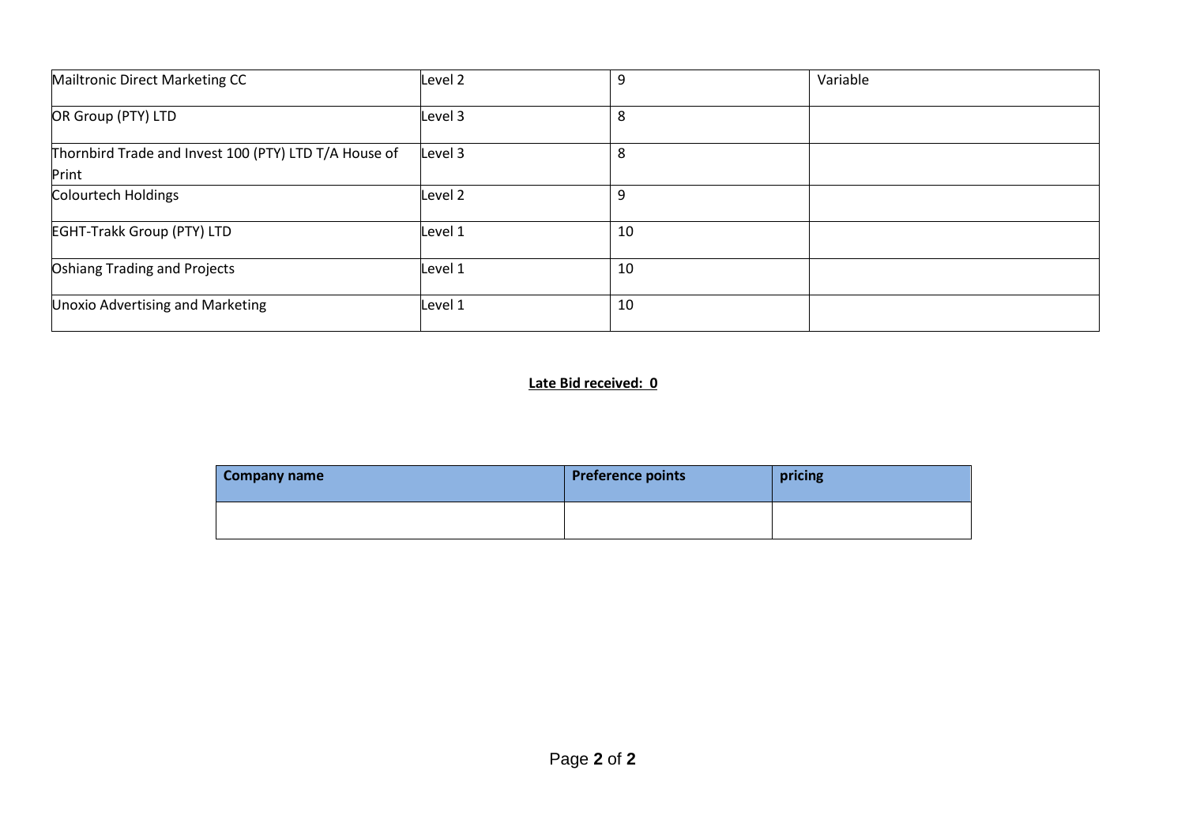| | | | |
|---|---|---|---|
| Mailtronic Direct Marketing CC | Level 2 | 9 | Variable |
| OR Group (PTY) LTD | Level 3 | 8 | |
| Thornbird Trade and Invest 100 (PTY) LTD T/A House of Print | Level 3 | 8 | |
| Colourtech Holdings | Level 2 | 9 | |
| EGHT-Trakk Group (PTY) LTD | Level 1 | 10 | |
| Oshiang Trading and Projects | Level 1 | 10 | |
| Unoxio Advertising and Marketing | Level 1 | 10 | |

**Late Bid received: 0**

| Company name | Preference points | pricing |
|---|---|---|
| | | |